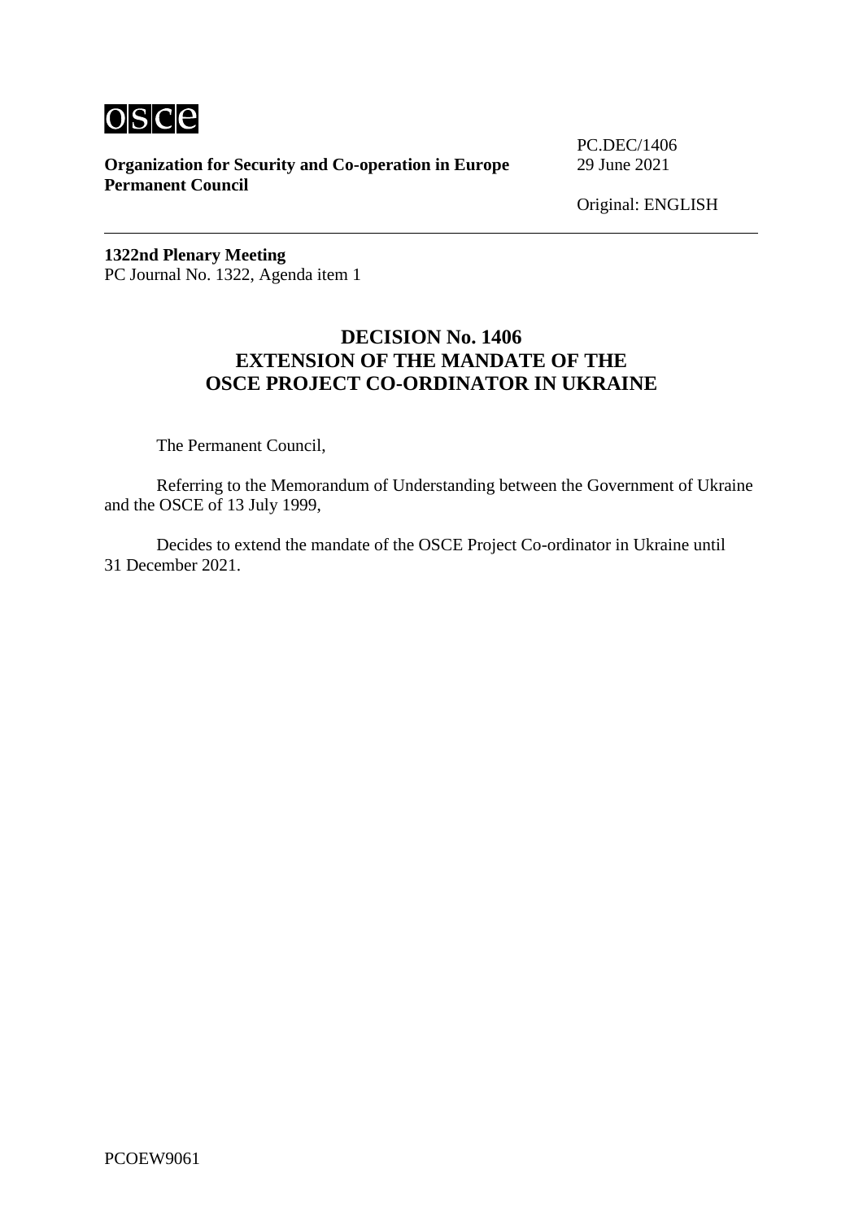osce

**Organization for Security and Co-operation in Europe**
**Permanent Council**

PC.DEC/1406
29 June 2021

Original: ENGLISH

---

**1322nd Plenary Meeting**
PC Journal No. 1322, Agenda item 1

## DECISION No. 1406
## EXTENSION OF THE MANDATE OF THE OSCE PROJECT CO-ORDINATOR IN UKRAINE

The Permanent Council,

Referring to the Memorandum of Understanding between the Government of Ukraine and the OSCE of 13 July 1999,

Decides to extend the mandate of the OSCE Project Co-ordinator in Ukraine until 31 December 2021.

PCOEW9061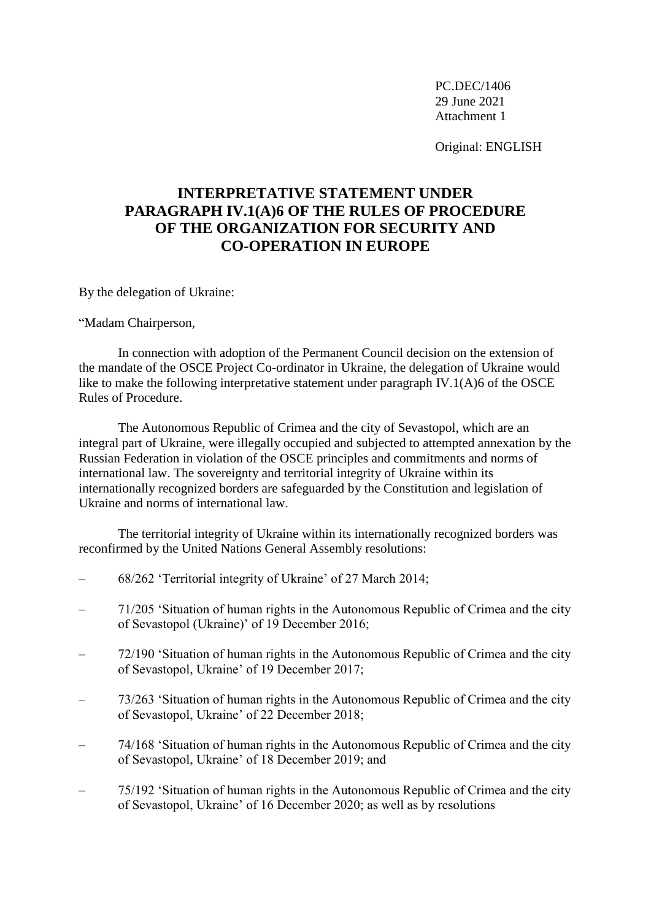PC.DEC/1406
29 June 2021
Attachment 1

Original: ENGLISH

# INTERPRETATIVE STATEMENT UNDER PARAGRAPH IV.1(A)6 OF THE RULES OF PROCEDURE OF THE ORGANIZATION FOR SECURITY AND CO-OPERATION IN EUROPE

By the delegation of Ukraine:

"Madam Chairperson,

In connection with adoption of the Permanent Council decision on the extension of the mandate of the OSCE Project Co-ordinator in Ukraine, the delegation of Ukraine would like to make the following interpretative statement under paragraph IV.1(A)6 of the OSCE Rules of Procedure.

The Autonomous Republic of Crimea and the city of Sevastopol, which are an integral part of Ukraine, were illegally occupied and subjected to attempted annexation by the Russian Federation in violation of the OSCE principles and commitments and norms of international law. The sovereignty and territorial integrity of Ukraine within its internationally recognized borders are safeguarded by the Constitution and legislation of Ukraine and norms of international law.

The territorial integrity of Ukraine within its internationally recognized borders was reconfirmed by the United Nations General Assembly resolutions:

– 68/262 'Territorial integrity of Ukraine' of 27 March 2014;

– 71/205 'Situation of human rights in the Autonomous Republic of Crimea and the city of Sevastopol (Ukraine)' of 19 December 2016;

– 72/190 'Situation of human rights in the Autonomous Republic of Crimea and the city of Sevastopol, Ukraine' of 19 December 2017;

– 73/263 'Situation of human rights in the Autonomous Republic of Crimea and the city of Sevastopol, Ukraine' of 22 December 2018;

– 74/168 'Situation of human rights in the Autonomous Republic of Crimea and the city of Sevastopol, Ukraine' of 18 December 2019; and

– 75/192 'Situation of human rights in the Autonomous Republic of Crimea and the city of Sevastopol, Ukraine' of 16 December 2020; as well as by resolutions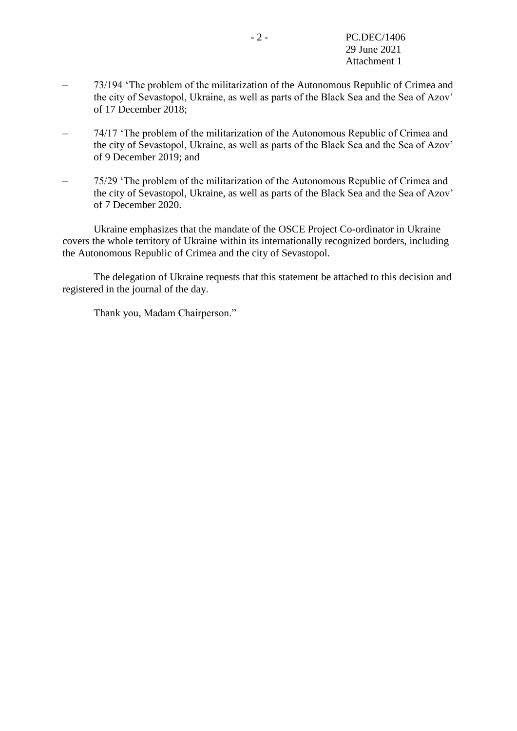- 73/194 'The problem of the militarization of the Autonomous Republic of Crimea and the city of Sevastopol, Ukraine, as well as parts of the Black Sea and the Sea of Azov' of 17 December 2018;

- 74/17 'The problem of the militarization of the Autonomous Republic of Crimea and the city of Sevastopol, Ukraine, as well as parts of the Black Sea and the Sea of Azov' of 9 December 2019; and

- 75/29 'The problem of the militarization of the Autonomous Republic of Crimea and the city of Sevastopol, Ukraine, as well as parts of the Black Sea and the Sea of Azov' of 7 December 2020.

Ukraine emphasizes that the mandate of the OSCE Project Co-ordinator in Ukraine covers the whole territory of Ukraine within its internationally recognized borders, including the Autonomous Republic of Crimea and the city of Sevastopol.

The delegation of Ukraine requests that this statement be attached to this decision and registered in the journal of the day.

Thank you, Madam Chairperson."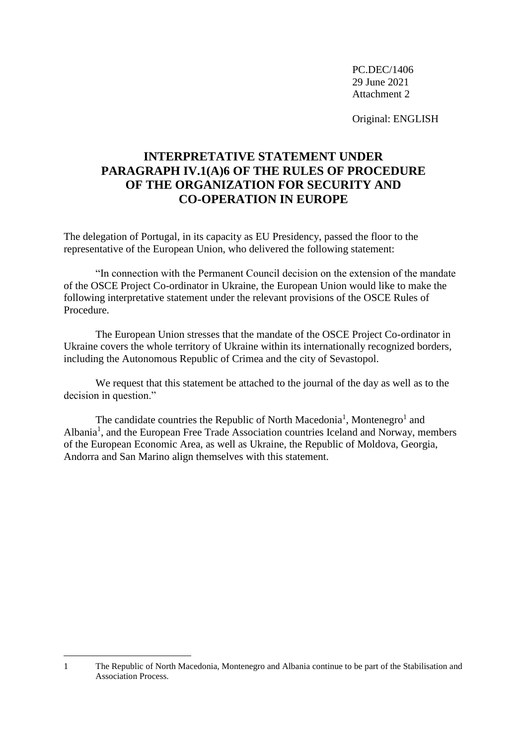PC.DEC/1406
29 June 2021
Attachment 2

Original: ENGLISH

# INTERPRETATIVE STATEMENT UNDER PARAGRAPH IV.1(A)6 OF THE RULES OF PROCEDURE OF THE ORGANIZATION FOR SECURITY AND CO-OPERATION IN EUROPE

The delegation of Portugal, in its capacity as EU Presidency, passed the floor to the representative of the European Union, who delivered the following statement:

"In connection with the Permanent Council decision on the extension of the mandate of the OSCE Project Co-ordinator in Ukraine, the European Union would like to make the following interpretative statement under the relevant provisions of the OSCE Rules of Procedure.

The European Union stresses that the mandate of the OSCE Project Co-ordinator in Ukraine covers the whole territory of Ukraine within its internationally recognized borders, including the Autonomous Republic of Crimea and the city of Sevastopol.

We request that this statement be attached to the journal of the day as well as to the decision in question."

The candidate countries the Republic of North Macedonia[1], Montenegro[1] and Albania[1], and the European Free Trade Association countries Iceland and Norway, members of the European Economic Area, as well as Ukraine, the Republic of Moldova, Georgia, Andorra and San Marino align themselves with this statement.

---

[1] The Republic of North Macedonia, Montenegro and Albania continue to be part of the Stabilisation and Association Process.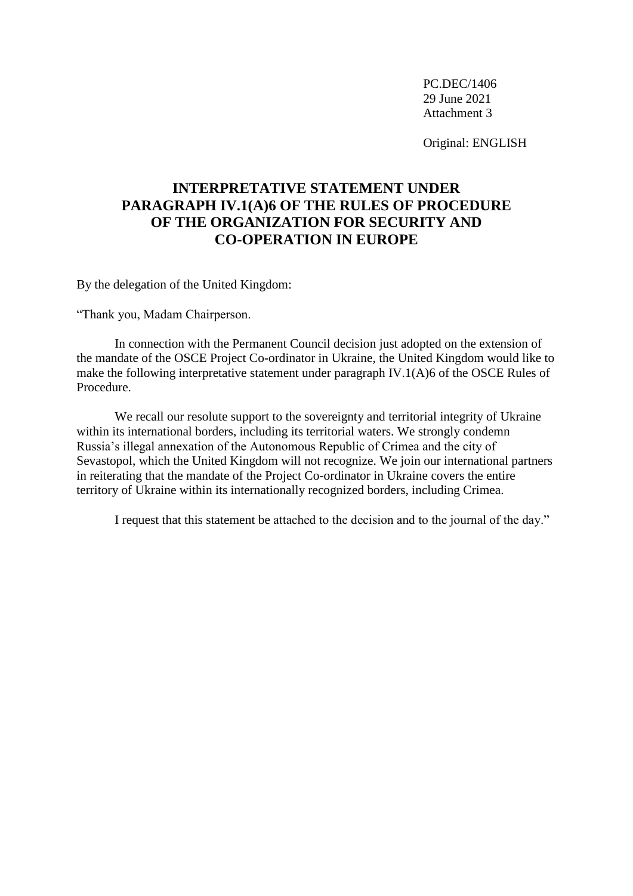PC.DEC/1406
29 June 2021
Attachment 3

Original: ENGLISH

# INTERPRETATIVE STATEMENT UNDER PARAGRAPH IV.1(A)6 OF THE RULES OF PROCEDURE OF THE ORGANIZATION FOR SECURITY AND CO-OPERATION IN EUROPE

By the delegation of the United Kingdom:

"Thank you, Madam Chairperson.

In connection with the Permanent Council decision just adopted on the extension of the mandate of the OSCE Project Co-ordinator in Ukraine, the United Kingdom would like to make the following interpretative statement under paragraph IV.1(A)6 of the OSCE Rules of Procedure.

We recall our resolute support to the sovereignty and territorial integrity of Ukraine within its international borders, including its territorial waters. We strongly condemn Russia's illegal annexation of the Autonomous Republic of Crimea and the city of Sevastopol, which the United Kingdom will not recognize. We join our international partners in reiterating that the mandate of the Project Co-ordinator in Ukraine covers the entire territory of Ukraine within its internationally recognized borders, including Crimea.

I request that this statement be attached to the decision and to the journal of the day."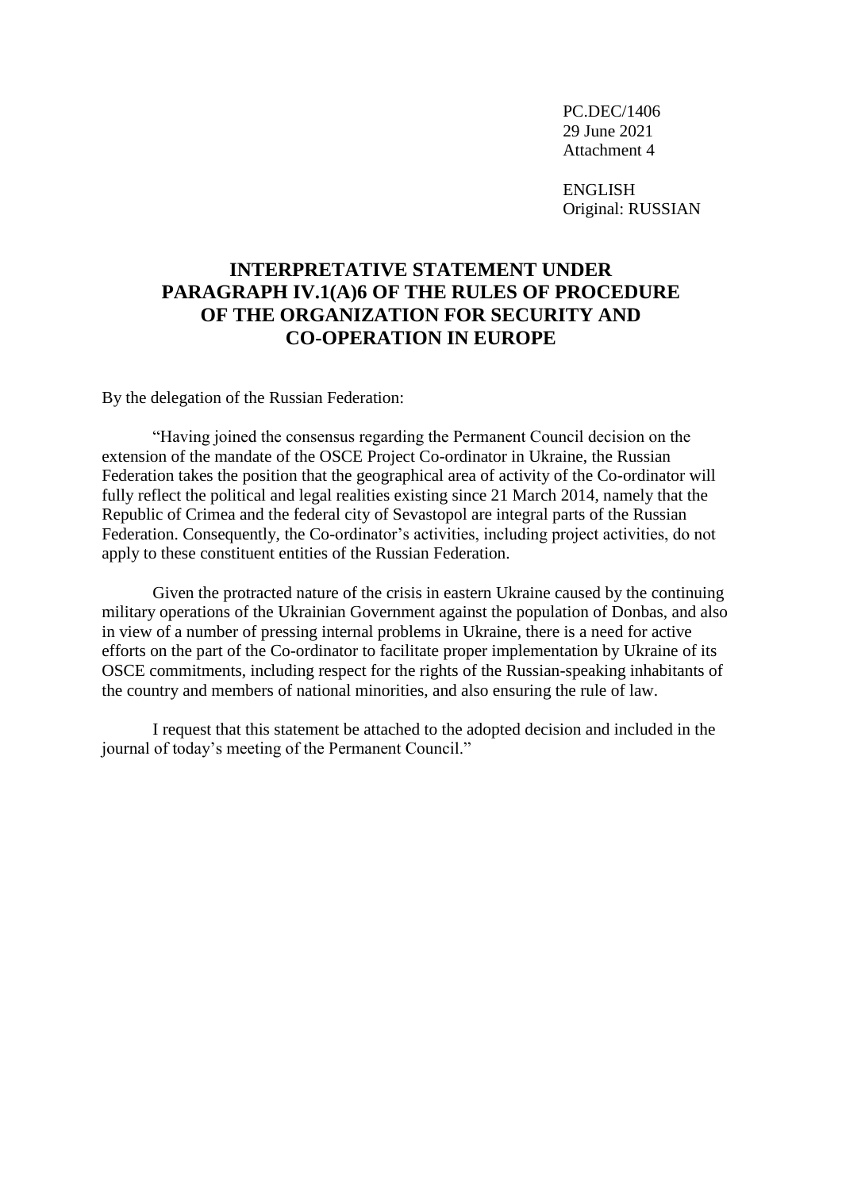PC.DEC/1406
29 June 2021
Attachment 4

ENGLISH
Original: RUSSIAN

# INTERPRETATIVE STATEMENT UNDER PARAGRAPH IV.1(A)6 OF THE RULES OF PROCEDURE OF THE ORGANIZATION FOR SECURITY AND CO-OPERATION IN EUROPE

By the delegation of the Russian Federation:

"Having joined the consensus regarding the Permanent Council decision on the extension of the mandate of the OSCE Project Co-ordinator in Ukraine, the Russian Federation takes the position that the geographical area of activity of the Co-ordinator will fully reflect the political and legal realities existing since 21 March 2014, namely that the Republic of Crimea and the federal city of Sevastopol are integral parts of the Russian Federation. Consequently, the Co-ordinator's activities, including project activities, do not apply to these constituent entities of the Russian Federation.

Given the protracted nature of the crisis in eastern Ukraine caused by the continuing military operations of the Ukrainian Government against the population of Donbas, and also in view of a number of pressing internal problems in Ukraine, there is a need for active efforts on the part of the Co-ordinator to facilitate proper implementation by Ukraine of its OSCE commitments, including respect for the rights of the Russian-speaking inhabitants of the country and members of national minorities, and also ensuring the rule of law.

I request that this statement be attached to the adopted decision and included in the journal of today's meeting of the Permanent Council."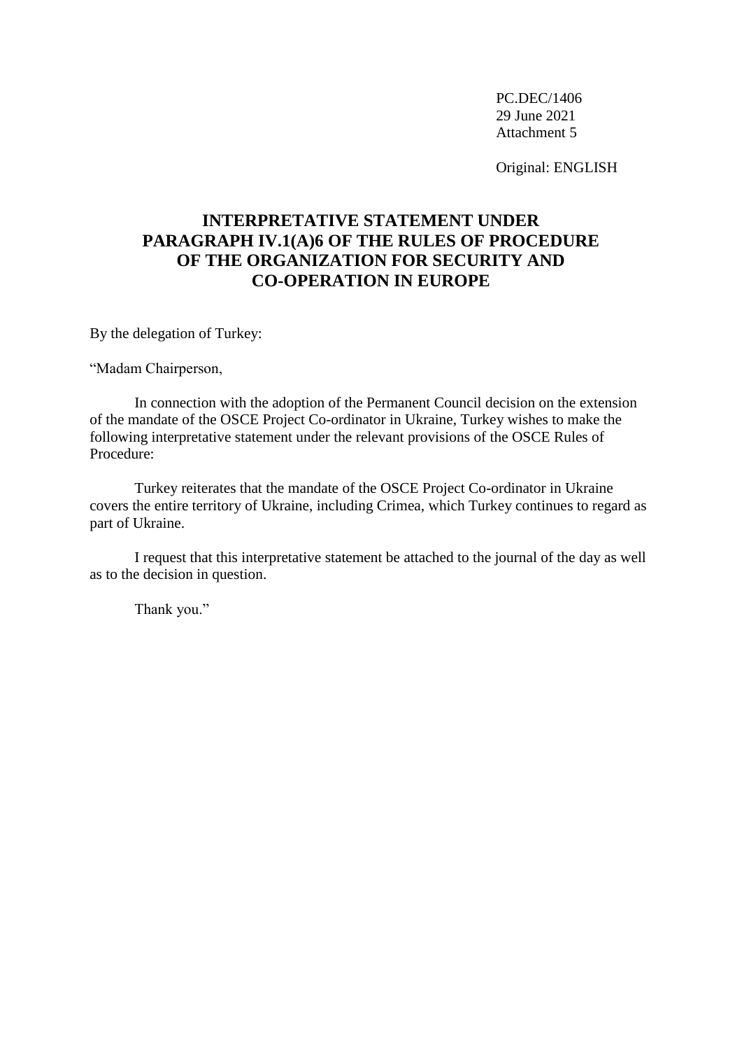PC.DEC/1406
29 June 2021
Attachment 5

Original: ENGLISH

# INTERPRETATIVE STATEMENT UNDER PARAGRAPH IV.1(A)6 OF THE RULES OF PROCEDURE OF THE ORGANIZATION FOR SECURITY AND CO-OPERATION IN EUROPE

By the delegation of Turkey:

"Madam Chairperson,

In connection with the adoption of the Permanent Council decision on the extension of the mandate of the OSCE Project Co-ordinator in Ukraine, Turkey wishes to make the following interpretative statement under the relevant provisions of the OSCE Rules of Procedure:

Turkey reiterates that the mandate of the OSCE Project Co-ordinator in Ukraine covers the entire territory of Ukraine, including Crimea, which Turkey continues to regard as part of Ukraine.

I request that this interpretative statement be attached to the journal of the day as well as to the decision in question.

Thank you."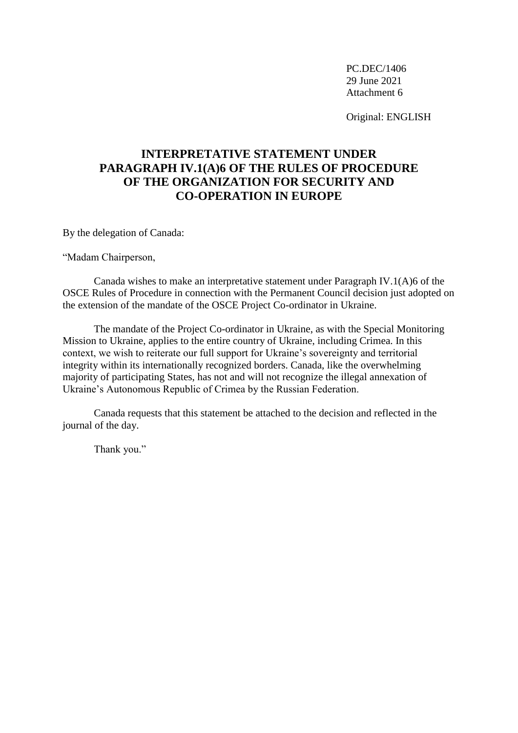PC.DEC/1406
29 June 2021
Attachment 6

Original: ENGLISH

# INTERPRETATIVE STATEMENT UNDER PARAGRAPH IV.1(A)6 OF THE RULES OF PROCEDURE OF THE ORGANIZATION FOR SECURITY AND CO-OPERATION IN EUROPE

By the delegation of Canada:

"Madam Chairperson,

Canada wishes to make an interpretative statement under Paragraph IV.1(A)6 of the OSCE Rules of Procedure in connection with the Permanent Council decision just adopted on the extension of the mandate of the OSCE Project Co-ordinator in Ukraine.

The mandate of the Project Co-ordinator in Ukraine, as with the Special Monitoring Mission to Ukraine, applies to the entire country of Ukraine, including Crimea. In this context, we wish to reiterate our full support for Ukraine's sovereignty and territorial integrity within its internationally recognized borders. Canada, like the overwhelming majority of participating States, has not and will not recognize the illegal annexation of Ukraine's Autonomous Republic of Crimea by the Russian Federation.

Canada requests that this statement be attached to the decision and reflected in the journal of the day.

Thank you."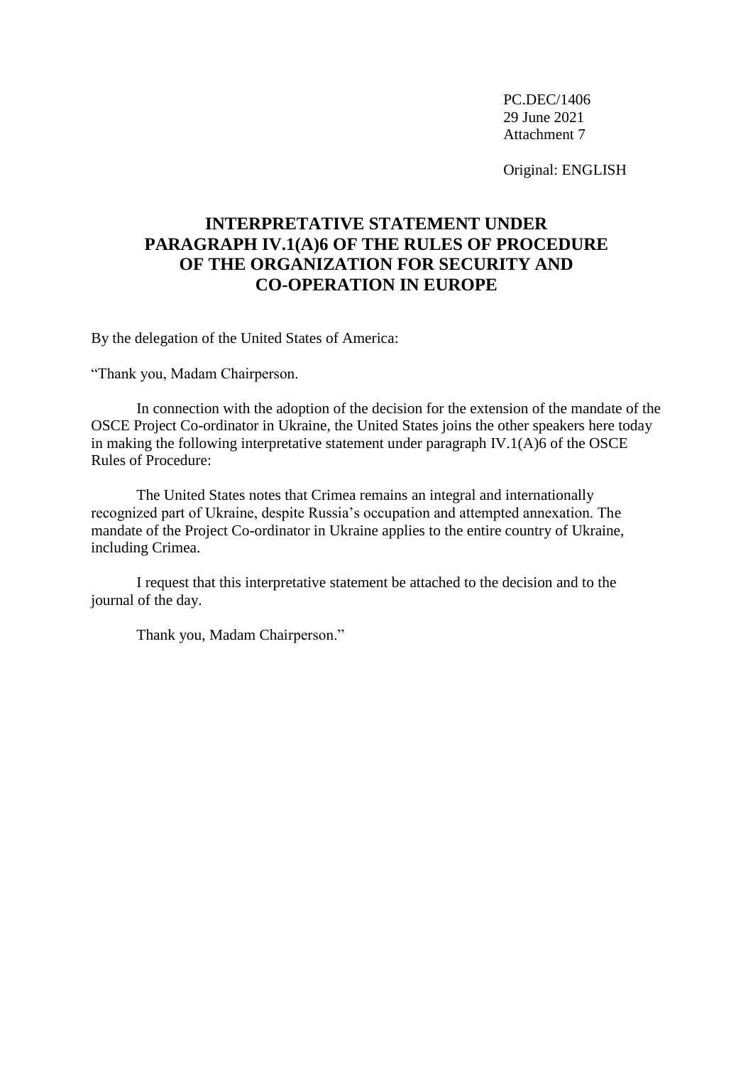PC.DEC/1406
29 June 2021
Attachment 7

Original: ENGLISH

# INTERPRETATIVE STATEMENT UNDER PARAGRAPH IV.1(A)6 OF THE RULES OF PROCEDURE OF THE ORGANIZATION FOR SECURITY AND CO-OPERATION IN EUROPE

By the delegation of the United States of America:

"Thank you, Madam Chairperson.

In connection with the adoption of the decision for the extension of the mandate of the OSCE Project Co-ordinator in Ukraine, the United States joins the other speakers here today in making the following interpretative statement under paragraph IV.1(A)6 of the OSCE Rules of Procedure:

The United States notes that Crimea remains an integral and internationally recognized part of Ukraine, despite Russia's occupation and attempted annexation. The mandate of the Project Co-ordinator in Ukraine applies to the entire country of Ukraine, including Crimea.

I request that this interpretative statement be attached to the decision and to the journal of the day.

Thank you, Madam Chairperson."